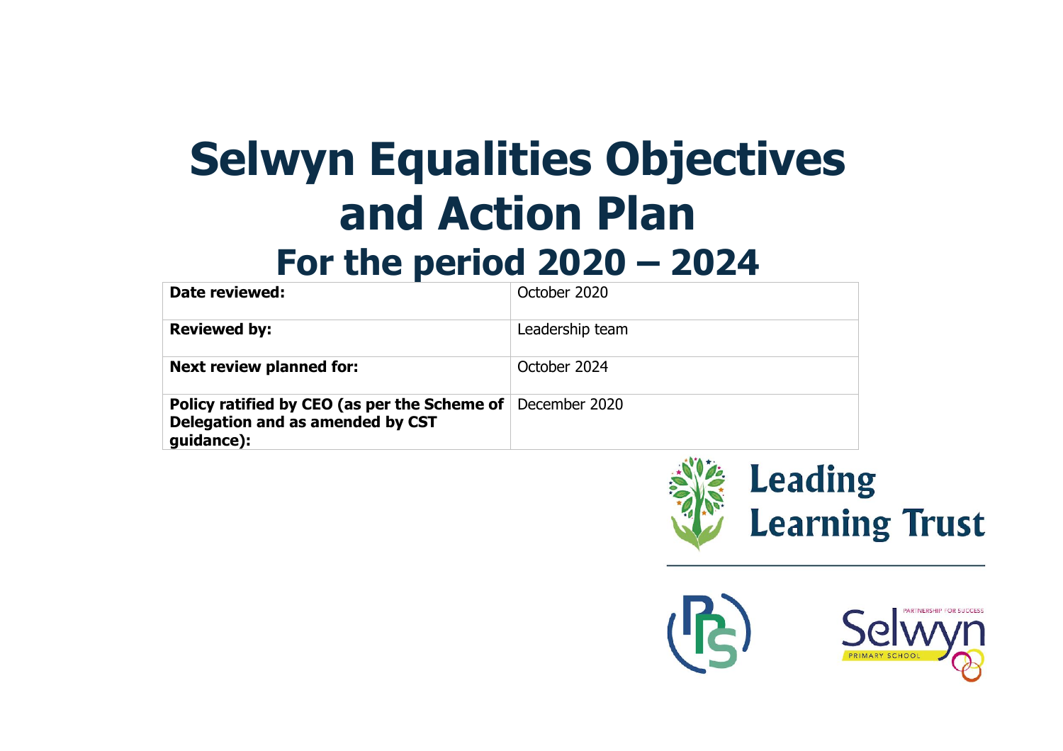# Selwyn Equalities Objectives and Action Plan

## For the period 2020 – 2024

| **Date reviewed:** | October 2020 |
| --- | --- |
| **Reviewed by:** | Leadership team |
| **Next review planned for:** | October 2024 |
| **Policy ratified by CEO (as per the Scheme of Delegation and as amended by CST guidance):** | December 2020 |

Leading Learning Trust

Selwyn
PARTNERSHIP FOR SUCCESS
PRIMARY SCHOOL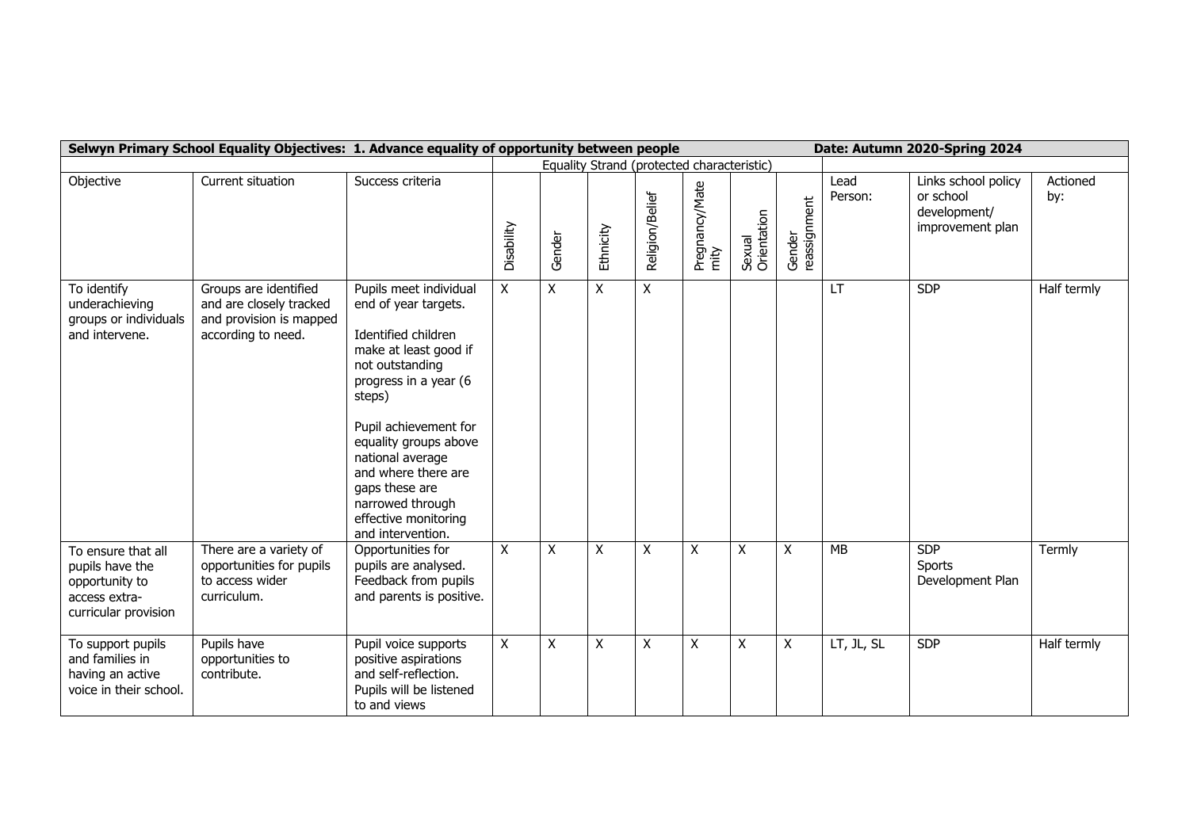| Selwyn Primary School Equality Objectives: 1. Advance equality of opportunity between people | | | | | | | | | | Date: Autumn 2020-Spring 2024 | | |
|---|---|---|---|---|---|---|---|---|---|---|---|---|
| | | | Equality Strand (protected characteristic) | | | | | | | | | |
| Objective | Current situation | Success criteria | Disability | Gender | Ethnicity | Religion/Belief | Pregnancy/Maternity | Sexual Orientation | Gender reassignment | Lead Person: | Links school policy or school development/ improvement plan | Actioned by: |
| To identify underachieving groups or individuals and intervene. | Groups are identified and are closely tracked and provision is mapped according to need. | Pupils meet individual end of year targets.<br><br>Identified children make at least good if not outstanding progress in a year (6 steps)<br><br>Pupil achievement for equality groups above national average and where there are gaps these are narrowed through effective monitoring and intervention. | X | X | X | X | | | | LT | SDP | Half termly |
| To ensure that all pupils have the opportunity to access extra-curricular provision | There are a variety of opportunities for pupils to access wider curriculum. | Opportunities for pupils are analysed. Feedback from pupils and parents is positive. | X | X | X | X | X | X | X | MB | SDP<br>Sports Development Plan | Termly |
| To support pupils and families in having an active voice in their school. | Pupils have opportunities to contribute. | Pupil voice supports positive aspirations and self-reflection. Pupils will be listened to and views | X | X | X | X | X | X | X | LT, JL, SL | SDP | Half termly |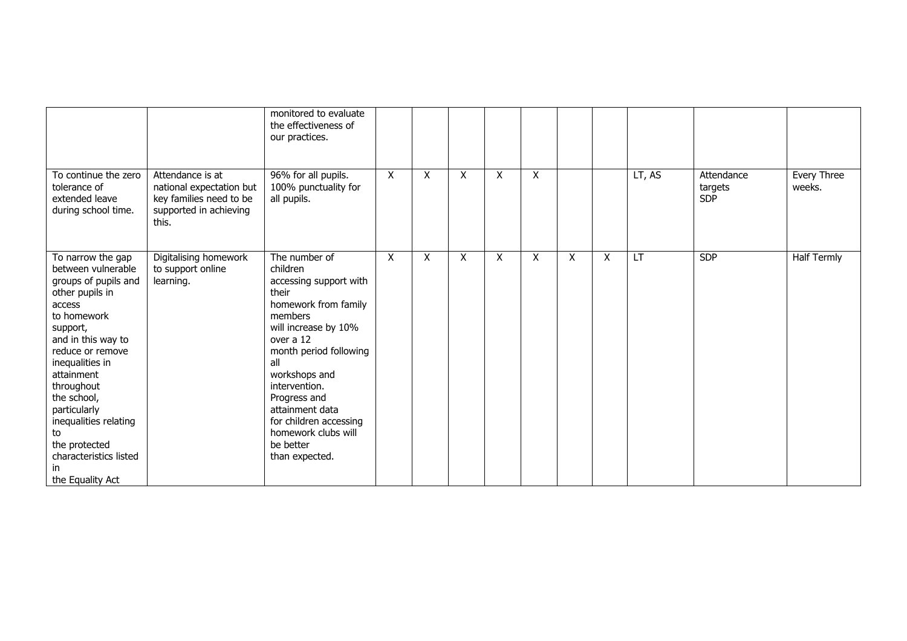| | | | | | | | | | | | | |
|---|---|---|---|---|---|---|---|---|---|---|---|---|
| | | monitored to evaluate the effectiveness of our practices. | | | | | | | | | | |
| To continue the zero tolerance of extended leave during school time. | Attendance is at national expectation but key families need to be supported in achieving this. | 96% for all pupils. 100% punctuality for all pupils. | X | X | X | X | X | | | LT, AS | Attendance targets SDP | Every Three weeks. |
| To narrow the gap between vulnerable groups of pupils and other pupils in access to homework support, and in this way to reduce or remove inequalities in attainment throughout the school, particularly inequalities relating to the protected characteristics listed in the Equality Act | Digitalising homework to support online learning. | The number of children accessing support with their homework from family members will increase by 10% over a 12 month period following all workshops and intervention. Progress and attainment data for children accessing homework clubs will be better than expected. | X | X | X | X | X | X | X | LT | SDP | Half Termly |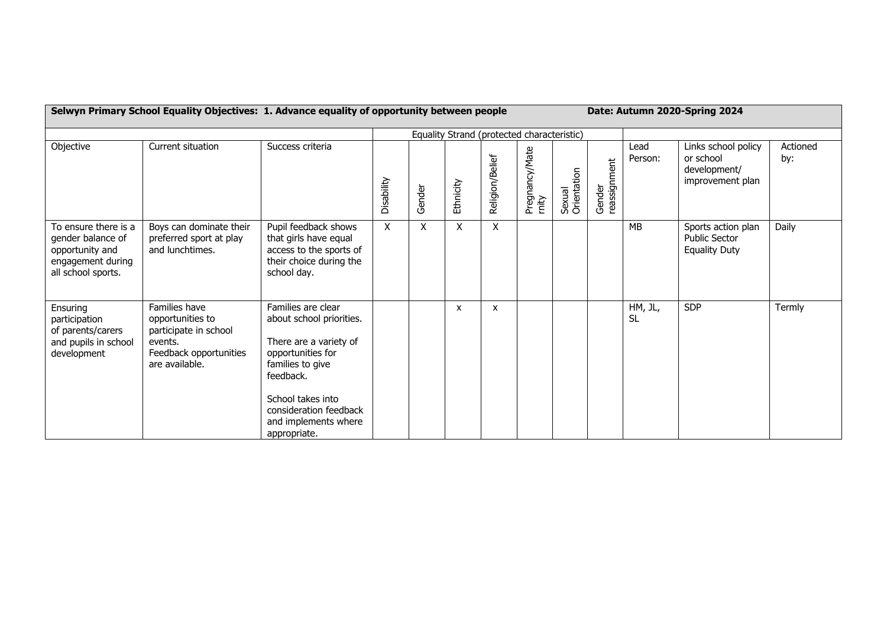| **Selwyn Primary School Equality Objectives: 1. Advance equality of opportunity between people** | | | | | | | | | | | **Date: Autumn 2020-Spring 2024** | | |
|---|---|---|---|---|---|---|---|---|---|---|---|---|---|
| | | | Equality Strand (protected characteristic) | | | | | | | | | | |
| Objective | Current situation | Success criteria | Disability | Gender | Ethnicity | Religion/Belief | Pregnancy/Maternity | Sexual Orientation | Gender reassignment | Lead Person: | Links school policy or school development/ improvement plan | Actioned by: |
| To ensure there is a gender balance of opportunity and engagement during all school sports. | Boys can dominate their preferred sport at play and lunchtimes. | Pupil feedback shows that girls have equal access to the sports of their choice during the school day. | X | X | X | X | | | | MB | Sports action plan Public Sector Equality Duty | Daily |
| Ensuring participation of parents/carers and pupils in school development | Families have opportunities to participate in school events. Feedback opportunities are available. | Families are clear about school priorities. There are a variety of opportunities for families to give feedback. School takes into consideration feedback and implements where appropriate. | | | x | x | | | | HM, JL, SL | SDP | Termly |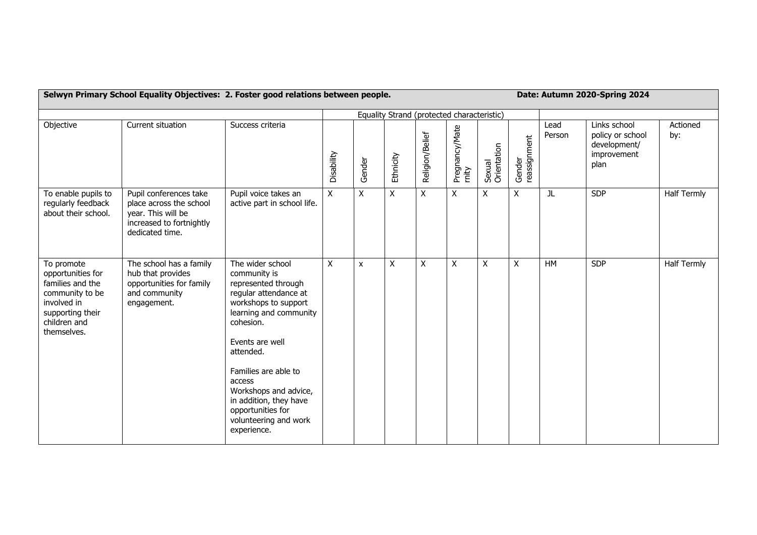| **Selwyn Primary School Equality Objectives: 2. Foster good relations between people.** | | | | | | | | | | **Date: Autumn 2020-Spring 2024** | | | |
|---|---|---|---|---|---|---|---|---|---|---|---|---|---|
| | | | Equality Strand (protected characteristic) | | | | | | | | | | |
| Objective | Current situation | Success criteria | Disability | Gender | Ethnicity | Religion/Belief | Pregnancy/Maternity | Sexual Orientation | Gender reassignment | Lead Person | Links school policy or school development/ improvement plan | Actioned by: |
| To enable pupils to regularly feedback about their school. | Pupil conferences take place across the school year. This will be increased to fortnightly dedicated time. | Pupil voice takes an active part in school life. | X | X | X | X | X | X | X | JL | SDP | Half Termly |
| To promote opportunities for families and the community to be involved in supporting their children and themselves. | The school has a family hub that provides opportunities for family and community engagement. | The wider school community is represented through regular attendance at workshops to support learning and community cohesion.<br><br>Events are well attended.<br><br>Families are able to access Workshops and advice, in addition, they have opportunities for volunteering and work experience. | X | x | X | X | X | X | X | HM | SDP | Half Termly |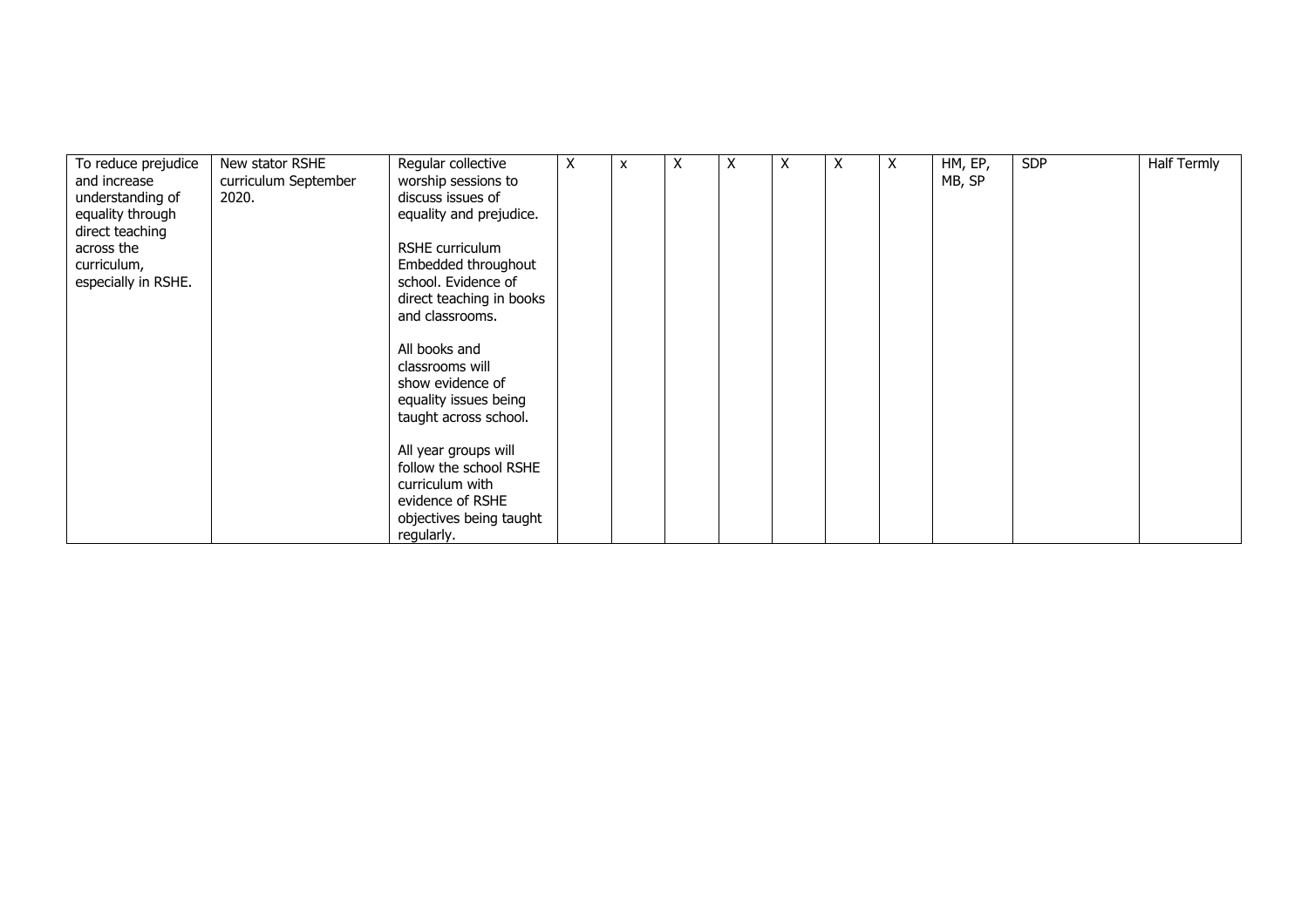| | | | | | | | | | | | | |
|---|---|---|---|---|---|---|---|---|---|---|---|---|
| To reduce prejudice and increase understanding of equality through direct teaching across the curriculum, especially in RSHE. | New stator RSHE curriculum September 2020. | Regular collective worship sessions to discuss issues of equality and prejudice.<br><br>RSHE curriculum Embedded throughout school. Evidence of direct teaching in books and classrooms.<br><br>All books and classrooms will show evidence of equality issues being taught across school.<br><br>All year groups will follow the school RSHE curriculum with evidence of RSHE objectives being taught regularly. | X | x | X | X | X | X | X | HM, EP, MB, SP | SDP | Half Termly |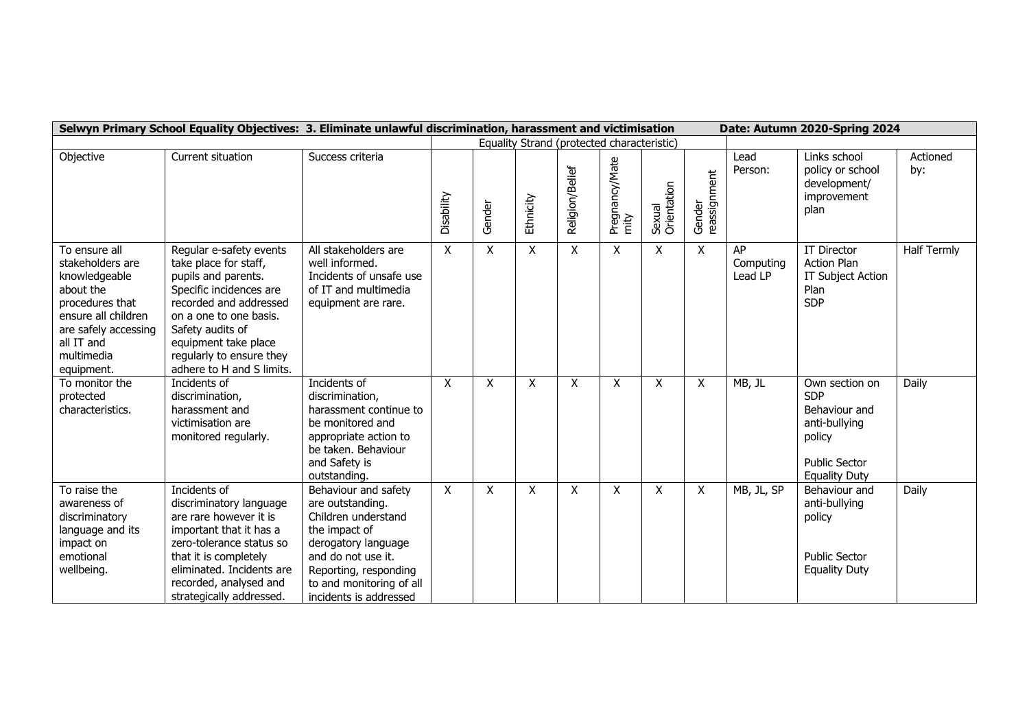| **Selwyn Primary School Equality Objectives: 3. Eliminate unlawful discrimination, harassment and victimisation** | | | | | | | | | | **Date: Autumn 2020-Spring 2024** | | |
|---|---|---|---|---|---|---|---|---|---|---|---|---|
| | | | Equality Strand (protected characteristic) | | | | | | | | | |
| Objective | Current situation | Success criteria | Disability | Gender | Ethnicity | Religion/Belief | Pregnancy/Maternity | Sexual Orientation | Gender reassignment | Lead Person: | Links school policy or school development/ improvement plan | Actioned by: |
| To ensure all stakeholders are knowledgeable about the procedures that ensure all children are safely accessing all IT and multimedia equipment. | Regular e-safety events take place for staff, pupils and parents. Specific incidences are recorded and addressed on a one to one basis. Safety audits of equipment take place regularly to ensure they adhere to H and S limits. | All stakeholders are well informed. Incidents of unsafe use of IT and multimedia equipment are rare. | X | X | X | X | X | X | X | AP Computing Lead LP | IT Director Action Plan IT Subject Action Plan SDP | Half Termly |
| To monitor the protected characteristics. | Incidents of discrimination, harassment and victimisation are monitored regularly. | Incidents of discrimination, harassment continue to be monitored and appropriate action to be taken. Behaviour and Safety is outstanding. | X | X | X | X | X | X | X | MB, JL | Own section on SDP Behaviour and anti-bullying policy Public Sector Equality Duty | Daily |
| To raise the awareness of discriminatory language and its impact on emotional wellbeing. | Incidents of discriminatory language are rare however it is important that it has a zero-tolerance status so that it is completely eliminated. Incidents are recorded, analysed and strategically addressed. | Behaviour and safety are outstanding. Children understand the impact of derogatory language and do not use it. Reporting, responding to and monitoring of all incidents is addressed | X | X | X | X | X | X | X | MB, JL, SP | Behaviour and anti-bullying policy Public Sector Equality Duty | Daily |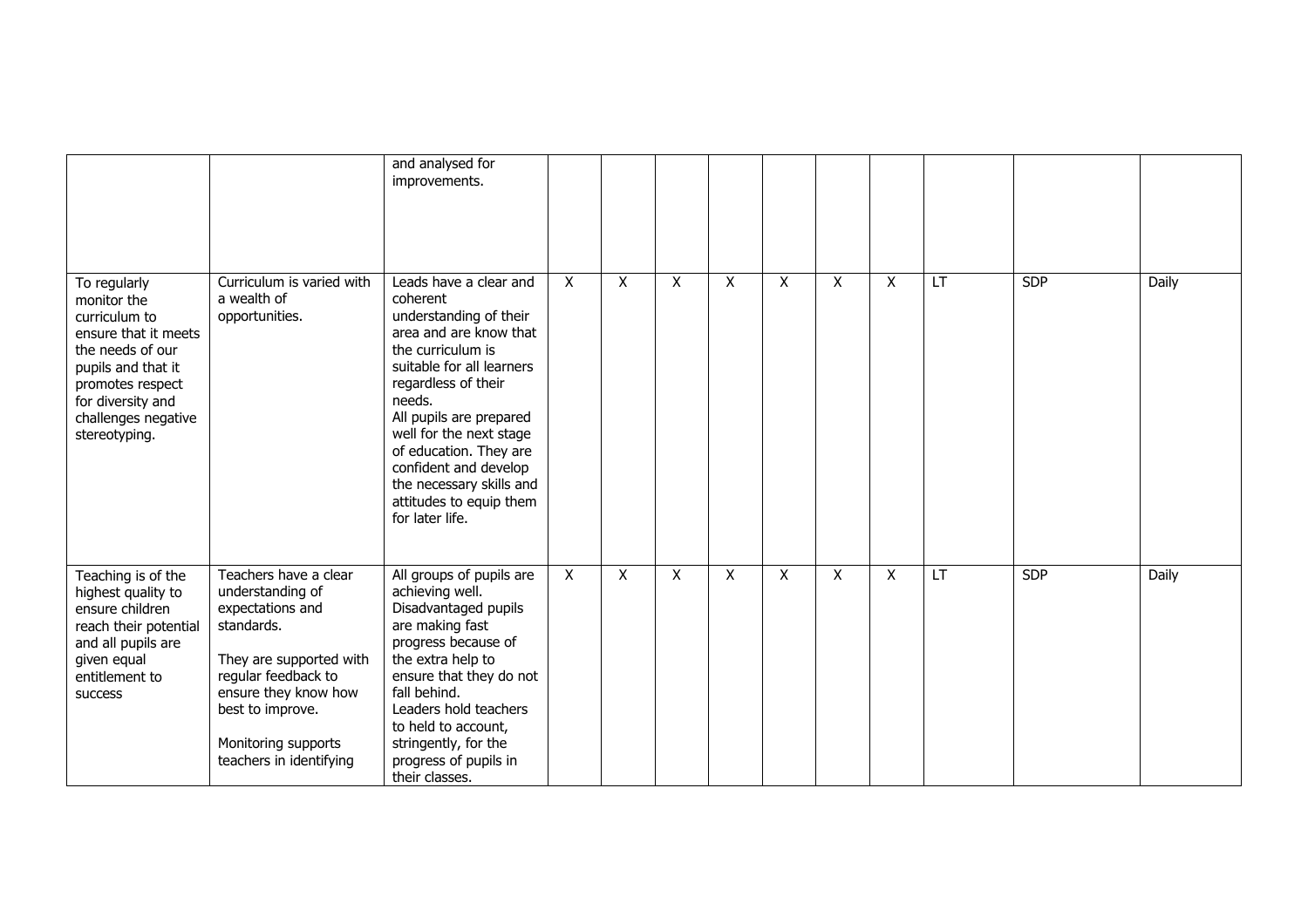| | | | | | | | | | | | | |
|---|---|---|---|---|---|---|---|---|---|---|---|---|
| | | and analysed for improvements. | | | | | | | | | | |
| To regularly monitor the curriculum to ensure that it meets the needs of our pupils and that it promotes respect for diversity and challenges negative stereotyping. | Curriculum is varied with a wealth of opportunities. | Leads have a clear and coherent understanding of their area and are know that the curriculum is suitable for all learners regardless of their needs.<br>All pupils are prepared well for the next stage of education. They are confident and develop the necessary skills and attitudes to equip them for later life. | X | X | X | X | X | X | X | LT | SDP | Daily |
| Teaching is of the highest quality to ensure children reach their potential and all pupils are given equal entitlement to success | Teachers have a clear understanding of expectations and standards.<br><br>They are supported with regular feedback to ensure they know how best to improve.<br><br>Monitoring supports teachers in identifying | All groups of pupils are achieving well. Disadvantaged pupils are making fast progress because of the extra help to ensure that they do not fall behind.<br>Leaders hold teachers to held to account, stringently, for the progress of pupils in their classes. | X | X | X | X | X | X | X | LT | SDP | Daily |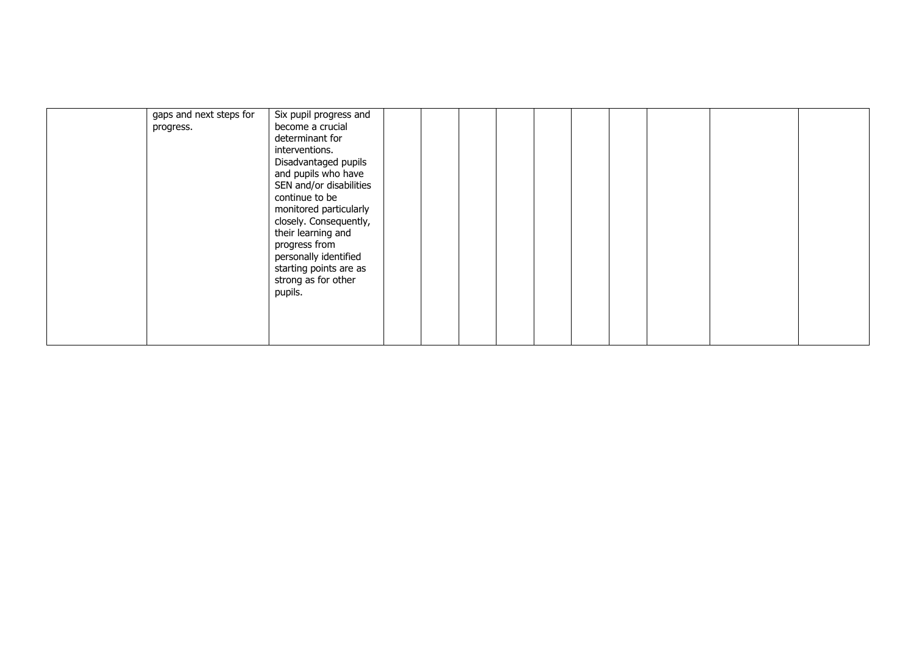| | | | | | | | | | | | | |
|---|---|---|---|---|---|---|---|---|---|---|---|---|
| | gaps and next steps for progress. | Six pupil progress and become a crucial determinant for interventions. Disadvantaged pupils and pupils who have SEN and/or disabilities continue to be monitored particularly closely. Consequently, their learning and progress from personally identified starting points are as strong as for other pupils. | | | | | | | | | | |